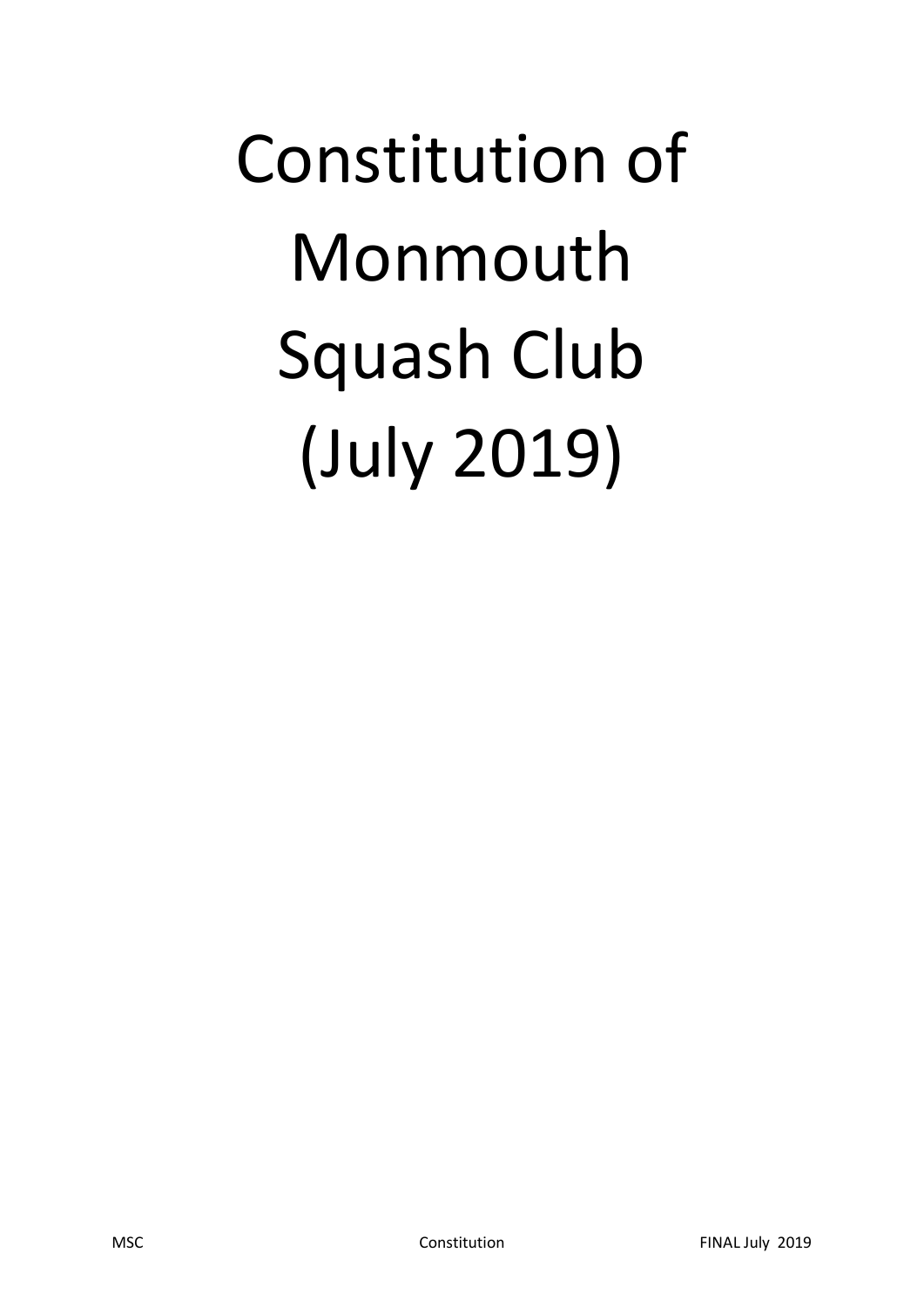# Constitution of Monmouth Squash Club (July 2019)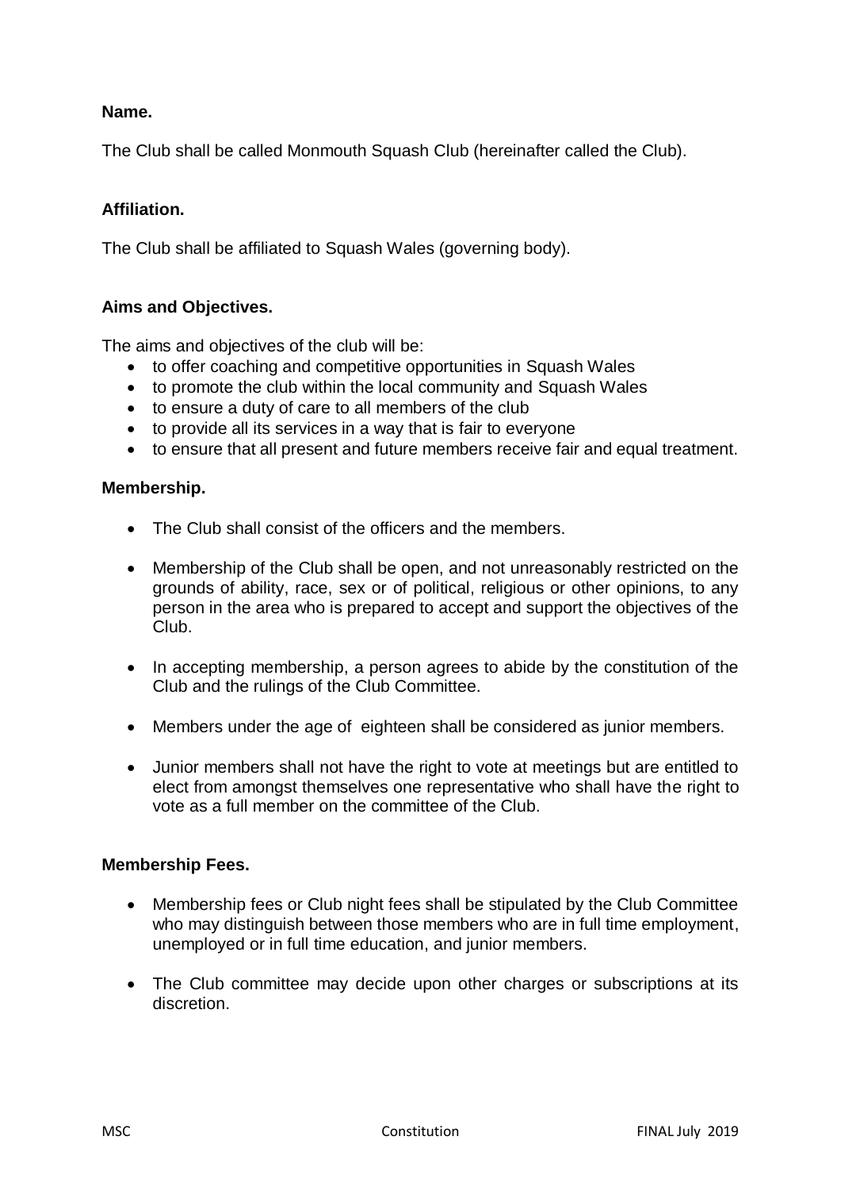**Name.**

The Club shall be called Monmouth Squash Club (hereinafter called the Club).

**Affiliation.**

The Club shall be affiliated to Squash Wales (governing body).

**Aims and Objectives.**

The aims and objectives of the club will be:

- to offer coaching and competitive opportunities in Squash Wales
- to promote the club within the local community and Squash Wales
- to ensure a duty of care to all members of the club
- to provide all its services in a way that is fair to everyone
- to ensure that all present and future members receive fair and equal treatment.

**Membership.**

- The Club shall consist of the officers and the members.
- Membership of the Club shall be open, and not unreasonably restricted on the grounds of ability, race, sex or of political, religious or other opinions, to any person in the area who is prepared to accept and support the objectives of the Club.
- In accepting membership, a person agrees to abide by the constitution of the Club and the rulings of the Club Committee.
- Members under the age of eighteen shall be considered as junior members.
- Junior members shall not have the right to vote at meetings but are entitled to elect from amongst themselves one representative who shall have the right to vote as a full member on the committee of the Club.

**Membership Fees.**

- Membership fees or Club night fees shall be stipulated by the Club Committee who may distinguish between those members who are in full time employment, unemployed or in full time education, and junior members.
- The Club committee may decide upon other charges or subscriptions at its discretion.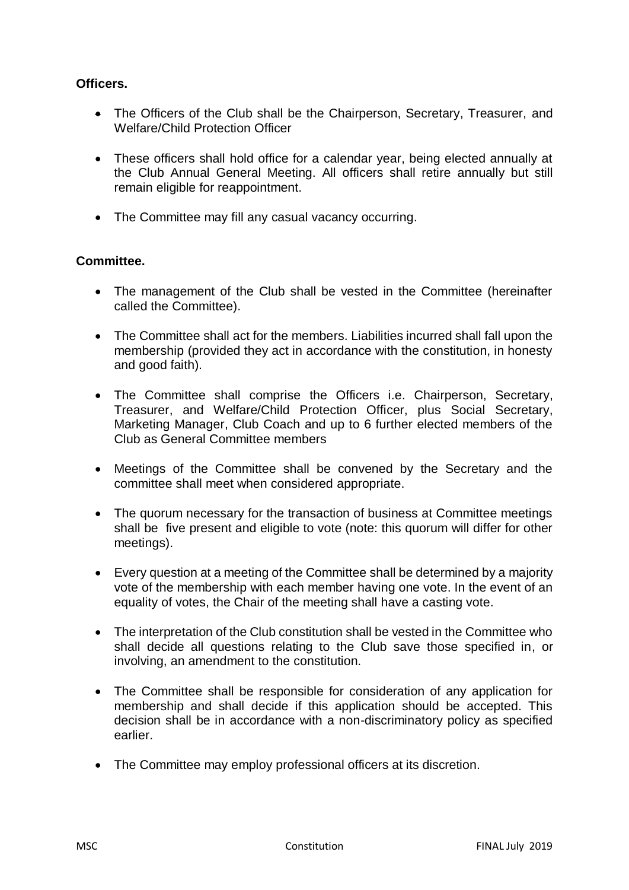**Officers.**

- The Officers of the Club shall be the Chairperson, Secretary, Treasurer, and Welfare/Child Protection Officer
- These officers shall hold office for a calendar year, being elected annually at the Club Annual General Meeting. All officers shall retire annually but still remain eligible for reappointment.
- The Committee may fill any casual vacancy occurring.

**Committee.**

- The management of the Club shall be vested in the Committee (hereinafter called the Committee).
- The Committee shall act for the members. Liabilities incurred shall fall upon the membership (provided they act in accordance with the constitution, in honesty and good faith).
- The Committee shall comprise the Officers i.e. Chairperson, Secretary, Treasurer, and Welfare/Child Protection Officer, plus Social Secretary, Marketing Manager, Club Coach and up to 6 further elected members of the Club as General Committee members
- Meetings of the Committee shall be convened by the Secretary and the committee shall meet when considered appropriate.
- The quorum necessary for the transaction of business at Committee meetings shall be five present and eligible to vote (note: this quorum will differ for other meetings).
- Every question at a meeting of the Committee shall be determined by a majority vote of the membership with each member having one vote. In the event of an equality of votes, the Chair of the meeting shall have a casting vote.
- The interpretation of the Club constitution shall be vested in the Committee who shall decide all questions relating to the Club save those specified in, or involving, an amendment to the constitution.
- The Committee shall be responsible for consideration of any application for membership and shall decide if this application should be accepted. This decision shall be in accordance with a non-discriminatory policy as specified earlier.
- The Committee may employ professional officers at its discretion.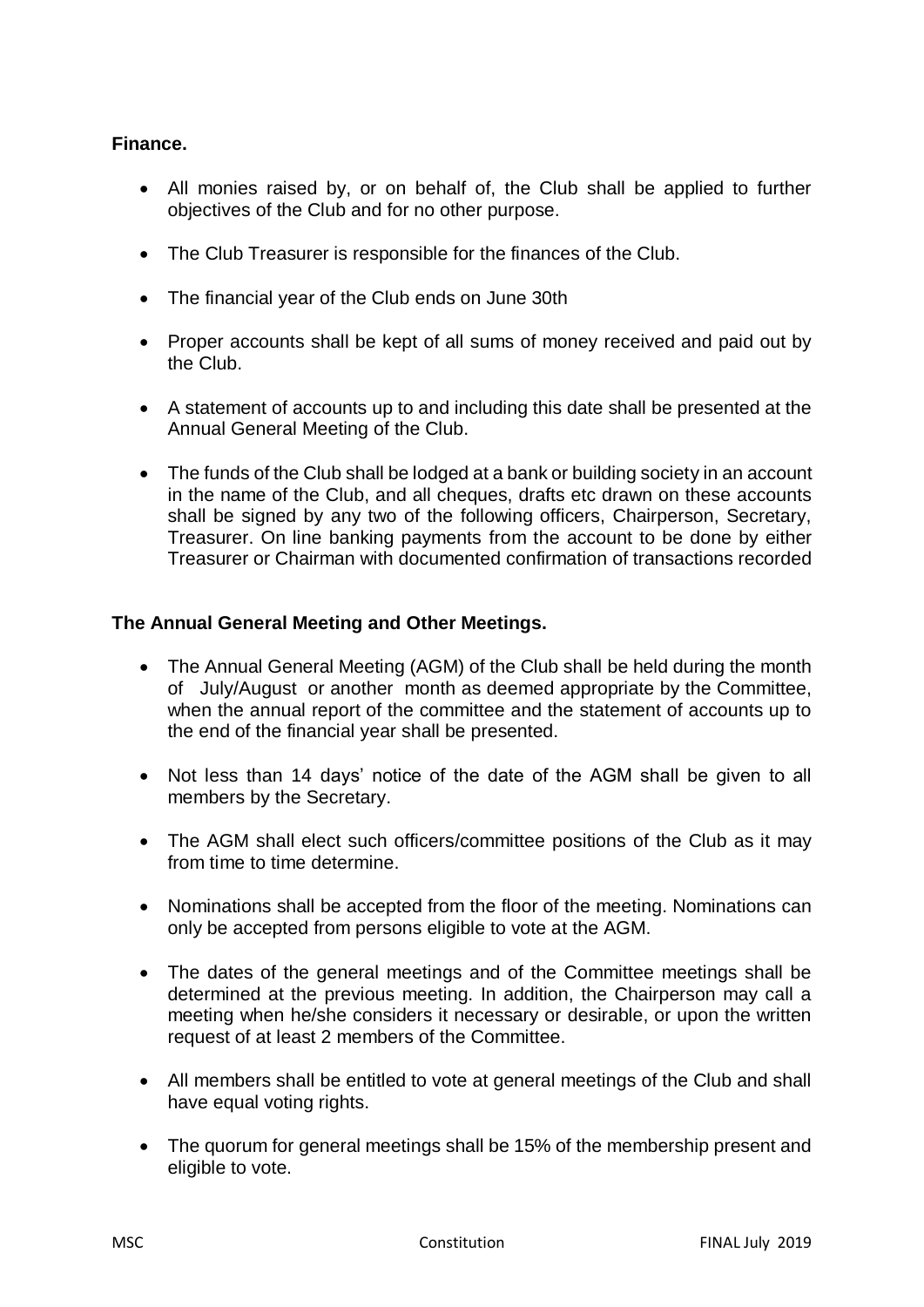**Finance.**

- All monies raised by, or on behalf of, the Club shall be applied to further objectives of the Club and for no other purpose.
- The Club Treasurer is responsible for the finances of the Club.
- The financial year of the Club ends on June 30th
- Proper accounts shall be kept of all sums of money received and paid out by the Club.
- A statement of accounts up to and including this date shall be presented at the Annual General Meeting of the Club.
- The funds of the Club shall be lodged at a bank or building society in an account in the name of the Club, and all cheques, drafts etc drawn on these accounts shall be signed by any two of the following officers, Chairperson, Secretary, Treasurer. On line banking payments from the account to be done by either Treasurer or Chairman with documented confirmation of transactions recorded

**The Annual General Meeting and Other Meetings.**

- The Annual General Meeting (AGM) of the Club shall be held during the month of July/August or another month as deemed appropriate by the Committee, when the annual report of the committee and the statement of accounts up to the end of the financial year shall be presented.
- Not less than 14 days' notice of the date of the AGM shall be given to all members by the Secretary.
- The AGM shall elect such officers/committee positions of the Club as it may from time to time determine.
- Nominations shall be accepted from the floor of the meeting. Nominations can only be accepted from persons eligible to vote at the AGM.
- The dates of the general meetings and of the Committee meetings shall be determined at the previous meeting. In addition, the Chairperson may call a meeting when he/she considers it necessary or desirable, or upon the written request of at least 2 members of the Committee.
- All members shall be entitled to vote at general meetings of the Club and shall have equal voting rights.
- The quorum for general meetings shall be 15% of the membership present and eligible to vote.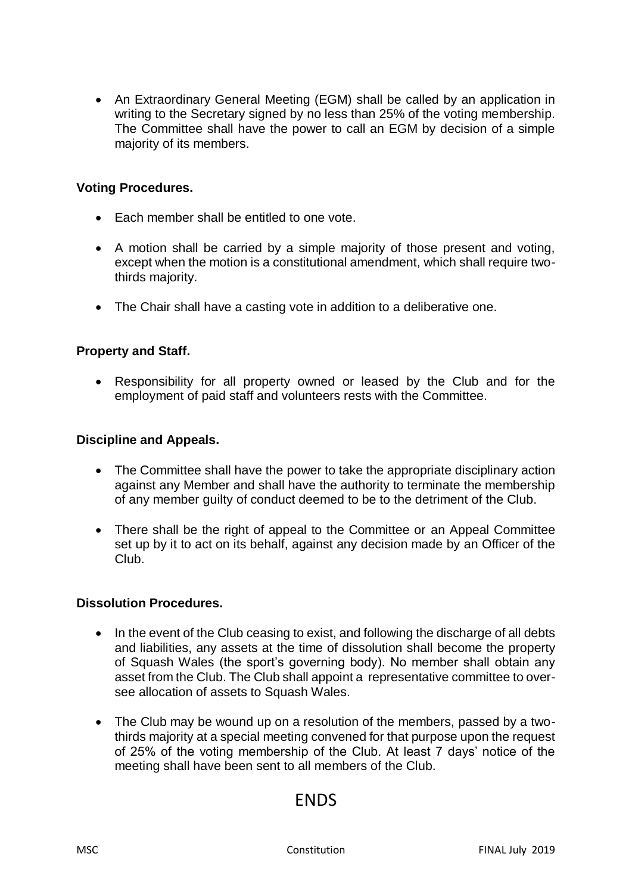- An Extraordinary General Meeting (EGM) shall be called by an application in writing to the Secretary signed by no less than 25% of the voting membership. The Committee shall have the power to call an EGM by decision of a simple majority of its members.

**Voting Procedures.**

- Each member shall be entitled to one vote.

- A motion shall be carried by a simple majority of those present and voting, except when the motion is a constitutional amendment, which shall require two-thirds majority.

- The Chair shall have a casting vote in addition to a deliberative one.

**Property and Staff.**

- Responsibility for all property owned or leased by the Club and for the employment of paid staff and volunteers rests with the Committee.

**Discipline and Appeals.**

- The Committee shall have the power to take the appropriate disciplinary action against any Member and shall have the authority to terminate the membership of any member guilty of conduct deemed to be to the detriment of the Club.

- There shall be the right of appeal to the Committee or an Appeal Committee set up by it to act on its behalf, against any decision made by an Officer of the Club.

**Dissolution Procedures.**

- In the event of the Club ceasing to exist, and following the discharge of all debts and liabilities, any assets at the time of dissolution shall become the property of Squash Wales (the sport's governing body). No member shall obtain any asset from the Club. The Club shall appoint a representative committee to over-see allocation of assets to Squash Wales.

- The Club may be wound up on a resolution of the members, passed by a two-thirds majority at a special meeting convened for that purpose upon the request of 25% of the voting membership of the Club. At least 7 days' notice of the meeting shall have been sent to all members of the Club.

ENDS